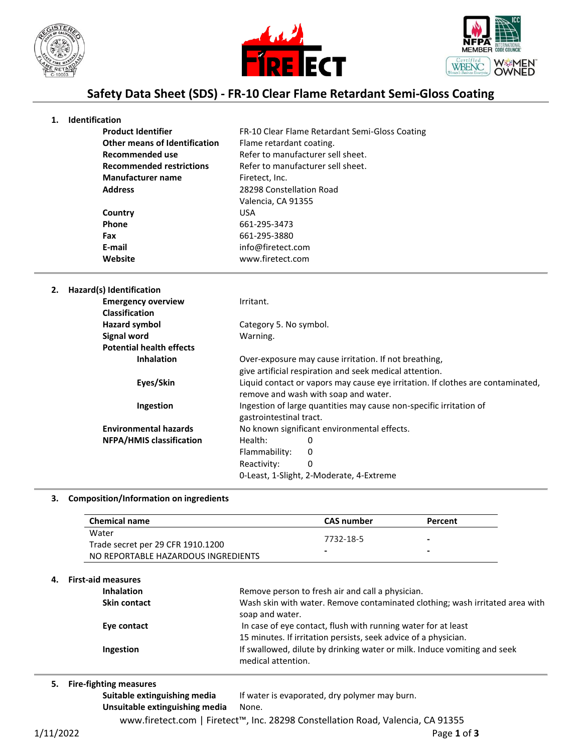# Safety Data Sheet (SDS) - FR-10 Clear Flame Retardant Semi-Gloss Coating

## 1. Identification

| | |
|---|---|
| **Product Identifier** | FR-10 Clear Flame Retardant Semi-Gloss Coating |
| **Other means of Identification** | Flame retardant coating. |
| **Recommended use** | Refer to manufacturer sell sheet. |
| **Recommended restrictions** | Refer to manufacturer sell sheet. |
| **Manufacturer name** | Firetect, Inc. |
| **Address** | 28298 Constellation Road<br>Valencia, CA 91355 |
| **Country** | USA |
| **Phone** | 661-295-3473 |
| **Fax** | 661-295-3880 |
| **E-mail** | info@firetect.com |
| **Website** | www.firetect.com |

## 2. Hazard(s) Identification

| | |
|---|---|
| **Emergency overview** | Irritant. |
| **Classification** | |
| **Hazard symbol** | Category 5. No symbol. |
| **Signal word** | Warning. |
| **Potential health effects** | |
| **Inhalation** | Over-exposure may cause irritation. If not breathing, give artificial respiration and seek medical attention. |
| **Eyes/Skin** | Liquid contact or vapors may cause eye irritation. If clothes are contaminated, remove and wash with soap and water. |
| **Ingestion** | Ingestion of large quantities may cause non-specific irritation of gastrointestinal tract. |
| **Environmental hazards** | No known significant environmental effects. |
| **NFPA/HMIS classification** | Health: 0<br>Flammability: 0<br>Reactivity: 0<br>0-Least, 1-Slight, 2-Moderate, 4-Extreme |

## 3. Composition/Information on ingredients

| Chemical name | CAS number | Percent |
|---|---|---|
| Water<br>Trade secret per 29 CFR 1910.1200 | 7732-18-5 | - |
| NO REPORTABLE HAZARDOUS INGREDIENTS | - | - |

## 4. First-aid measures

| | |
|---|---|
| **Inhalation** | Remove person to fresh air and call a physician. |
| **Skin contact** | Wash skin with water. Remove contaminated clothing; wash irritated area with soap and water. |
| **Eye contact** | In case of eye contact, flush with running water for at least 15 minutes. If irritation persists, seek advice of a physician. |
| **Ingestion** | If swallowed, dilute by drinking water or milk. Induce vomiting and seek medical attention. |

## 5. Fire-fighting measures

| | |
|---|---|
| **Suitable extinguishing media** | If water is evaporated, dry polymer may burn. |
| **Unsuitable extinguishing media** | None. |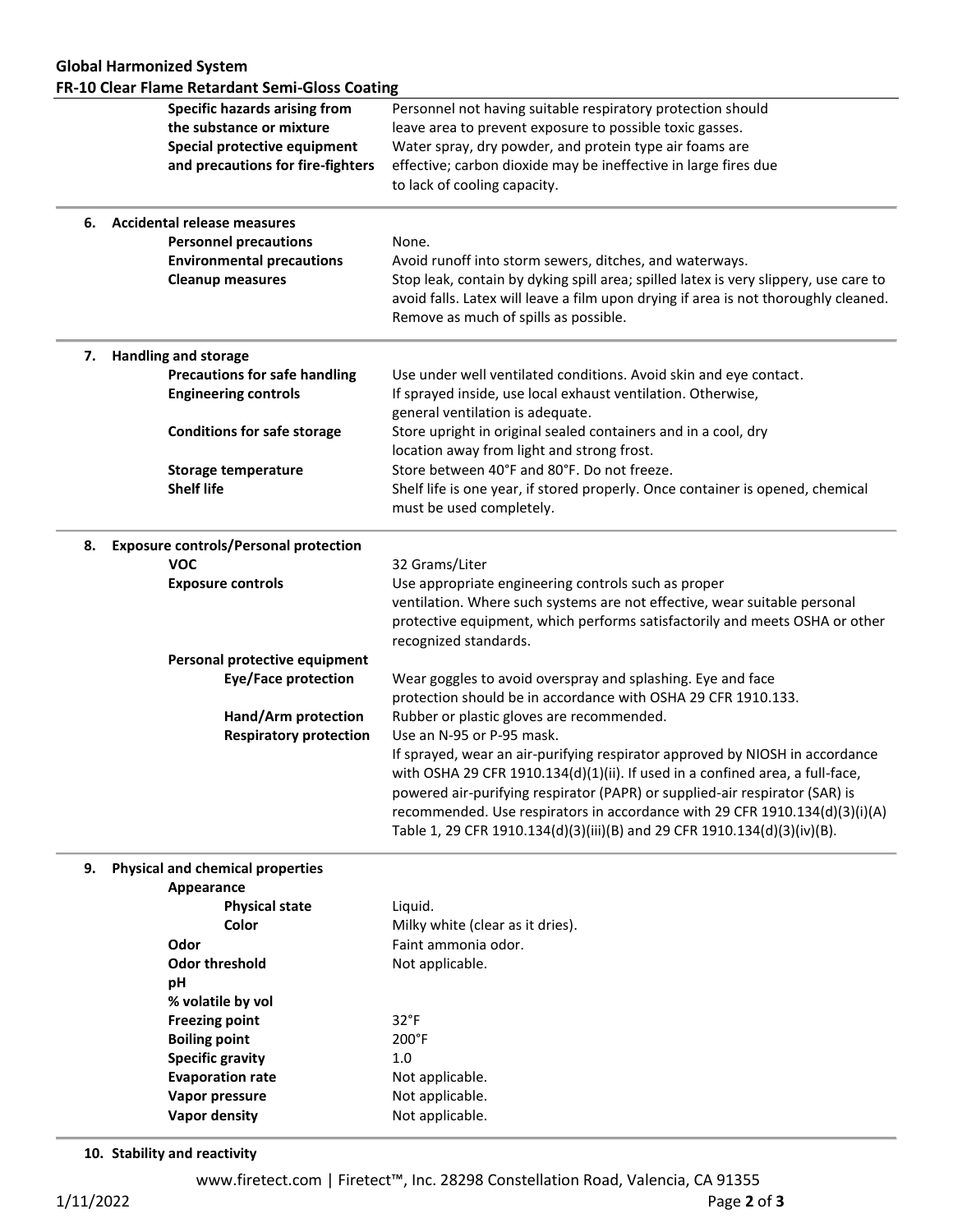| | |
|---|---|
| **Specific hazards arising from the substance or mixture** | Personnel not having suitable respiratory protection should leave area to prevent exposure to possible toxic gasses. |
| **Special protective equipment and precautions for fire-fighters** | Water spray, dry powder, and protein type air foams are effective; carbon dioxide may be ineffective in large fires due to lack of cooling capacity. |

## 6. Accidental release measures

| | |
|---|---|
| **Personnel precautions** | None. |
| **Environmental precautions** | Avoid runoff into storm sewers, ditches, and waterways. |
| **Cleanup measures** | Stop leak, contain by dyking spill area; spilled latex is very slippery, use care to avoid falls. Latex will leave a film upon drying if area is not thoroughly cleaned. Remove as much of spills as possible. |

## 7. Handling and storage

| | |
|---|---|
| **Precautions for safe handling** | Use under well ventilated conditions. Avoid skin and eye contact. |
| **Engineering controls** | If sprayed inside, use local exhaust ventilation. Otherwise, general ventilation is adequate. |
| **Conditions for safe storage** | Store upright in original sealed containers and in a cool, dry location away from light and strong frost. |
| **Storage temperature** | Store between 40°F and 80°F. Do not freeze. |
| **Shelf life** | Shelf life is one year, if stored properly. Once container is opened, chemical must be used completely. |

## 8. Exposure controls/Personal protection

| | |
|---|---|
| **VOC** | 32 Grams/Liter |
| **Exposure controls** | Use appropriate engineering controls such as proper ventilation. Where such systems are not effective, wear suitable personal protective equipment, which performs satisfactorily and meets OSHA or other recognized standards. |
| **Personal protective equipment** | |
| **Eye/Face protection** | Wear goggles to avoid overspray and splashing. Eye and face protection should be in accordance with OSHA 29 CFR 1910.133. |
| **Hand/Arm protection** | Rubber or plastic gloves are recommended. |
| **Respiratory protection** | Use an N-95 or P-95 mask. If sprayed, wear an air-purifying respirator approved by NIOSH in accordance with OSHA 29 CFR 1910.134(d)(1)(ii). If used in a confined area, a full-face, powered air-purifying respirator (PAPR) or supplied-air respirator (SAR) is recommended. Use respirators in accordance with 29 CFR 1910.134(d)(3)(i)(A) Table 1, 29 CFR 1910.134(d)(3)(iii)(B) and 29 CFR 1910.134(d)(3)(iv)(B). |

## 9. Physical and chemical properties

| | |
|---|---|
| **Appearance** | |
| **Physical state** | Liquid. |
| **Color** | Milky white (clear as it dries). |
| **Odor** | Faint ammonia odor. |
| **Odor threshold** | Not applicable. |
| **pH** | |
| **% volatile by vol** | |
| **Freezing point** | 32°F |
| **Boiling point** | 200°F |
| **Specific gravity** | 1.0 |
| **Evaporation rate** | Not applicable. |
| **Vapor pressure** | Not applicable. |
| **Vapor density** | Not applicable. |

## 10. Stability and reactivity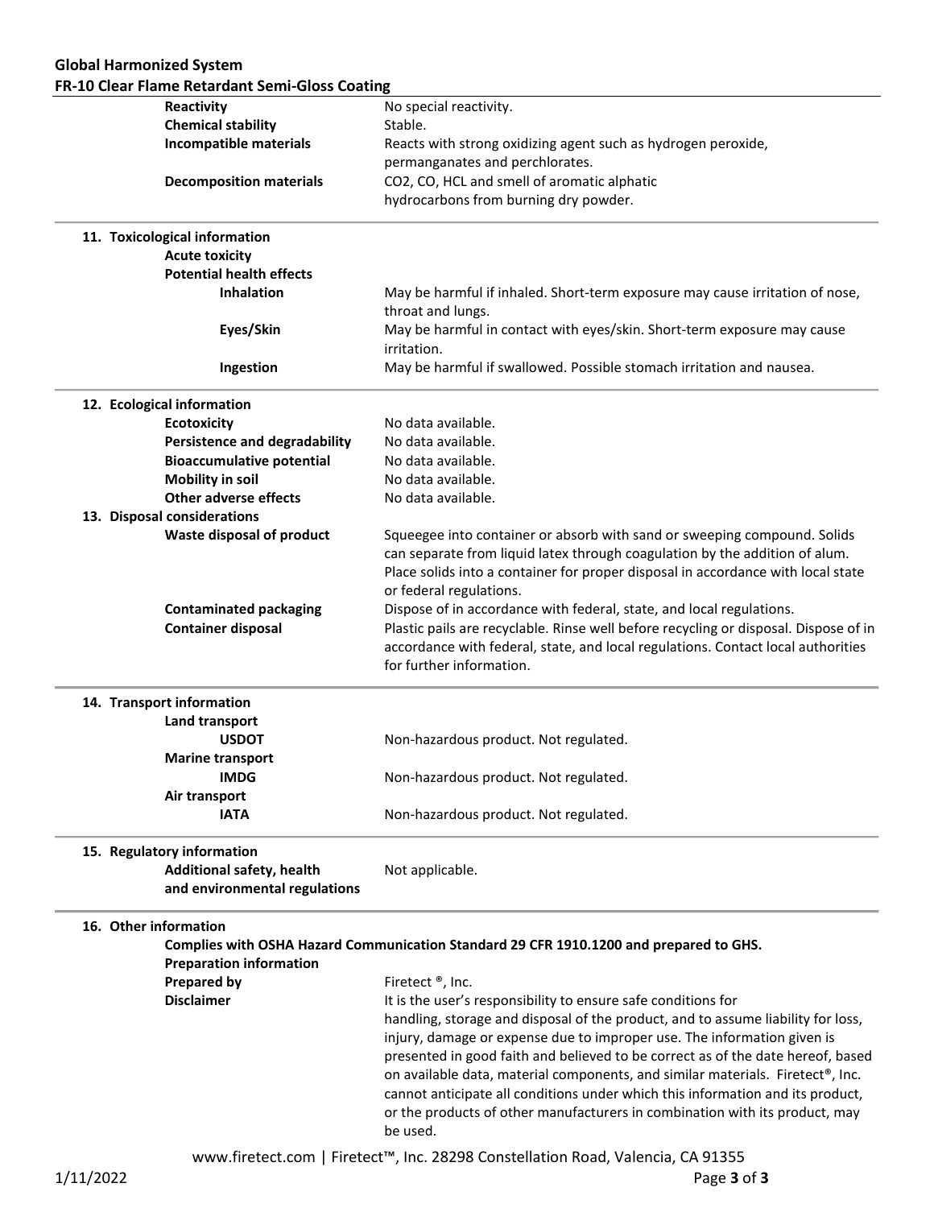| | |
|---|---|
| **Reactivity** | No special reactivity. |
| **Chemical stability** | Stable. |
| **Incompatible materials** | Reacts with strong oxidizing agent such as hydrogen peroxide, permanganates and perchlorates. |
| **Decomposition materials** | $CO_2$, CO, HCL and smell of aromatic alphatic hydrocarbons from burning dry powder. |

## 11. Toxicological information

**Acute toxicity**

**Potential health effects**

| | |
|---|---|
| **Inhalation** | May be harmful if inhaled. Short-term exposure may cause irritation of nose, throat and lungs. |
| **Eyes/Skin** | May be harmful in contact with eyes/skin. Short-term exposure may cause irritation. |
| **Ingestion** | May be harmful if swallowed. Possible stomach irritation and nausea. |

## 12. Ecological information

| | |
|---|---|
| **Ecotoxicity** | No data available. |
| **Persistence and degradability** | No data available. |
| **Bioaccumulative potential** | No data available. |
| **Mobility in soil** | No data available. |
| **Other adverse effects** | No data available. |

## 13. Disposal considerations

| | |
|---|---|
| **Waste disposal of product** | Squeegee into container or absorb with sand or sweeping compound. Solids can separate from liquid latex through coagulation by the addition of alum. Place solids into a container for proper disposal in accordance with local state or federal regulations. |
| **Contaminated packaging** | Dispose of in accordance with federal, state, and local regulations. |
| **Container disposal** | Plastic pails are recyclable. Rinse well before recycling or disposal. Dispose of in accordance with federal, state, and local regulations. Contact local authorities for further information. |

## 14. Transport information

**Land transport**

| | |
|---|---|
| **USDOT** | Non-hazardous product. Not regulated. |

**Marine transport**

| | |
|---|---|
| **IMDG** | Non-hazardous product. Not regulated. |

**Air transport**

| | |
|---|---|
| **IATA** | Non-hazardous product. Not regulated. |

## 15. Regulatory information

| | |
|---|---|
| **Additional safety, health and environmental regulations** | Not applicable. |

## 16. Other information

**Complies with OSHA Hazard Communication Standard 29 CFR 1910.1200 and prepared to GHS.**

**Preparation information**

| | |
|---|---|
| **Prepared by** | Firetect ®, Inc. |
| **Disclaimer** | It is the user's responsibility to ensure safe conditions for handling, storage and disposal of the product, and to assume liability for loss, injury, damage or expense due to improper use. The information given is presented in good faith and believed to be correct as of the date hereof, based on available data, material components, and similar materials. Firetect®, Inc. cannot anticipate all conditions under which this information and its product, or the products of other manufacturers in combination with its product, may be used. |

www.firetect.com | Firetect™, Inc. 28298 Constellation Road, Valencia, CA 91355

1/11/2022